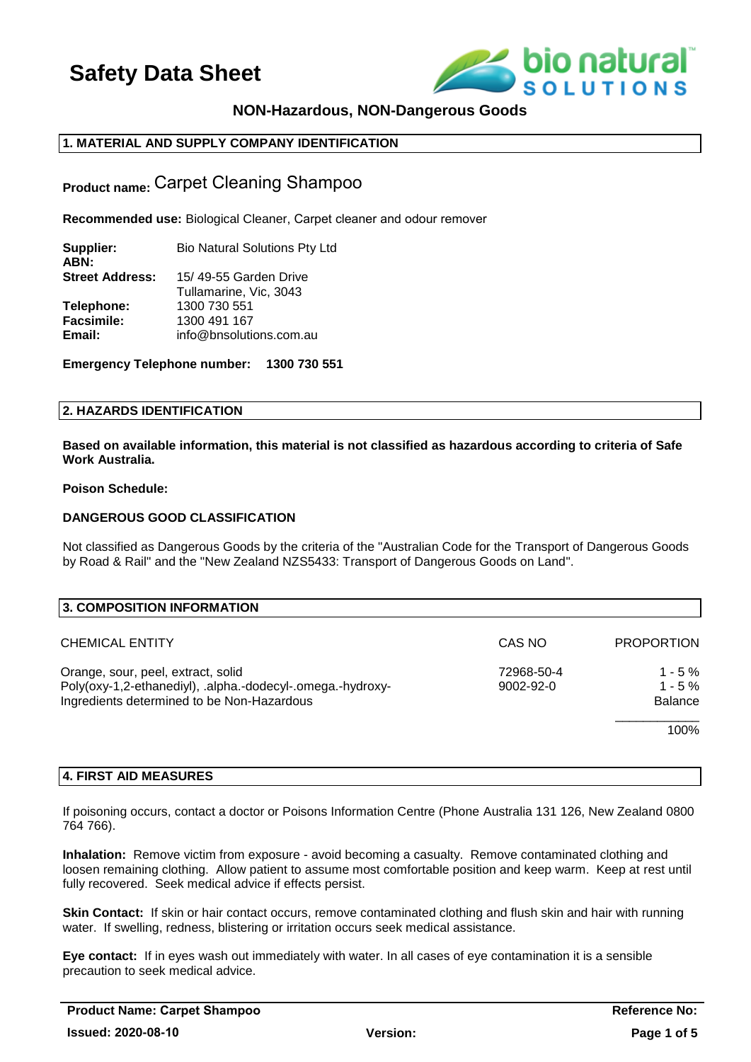# Safety Data Sheet

**NON-Hazardous, NON-Dangerous Goods**

## 1. MATERIAL AND SUPPLY COMPANY IDENTIFICATION

**Product name:** Carpet Cleaning Shampoo

**Recommended use:** Biological Cleaner, Carpet cleaner and odour remover

| | |
|---|---|
| **Supplier:** | Bio Natural Solutions Pty Ltd |
| **ABN:** | |
| **Street Address:** | 15/ 49-55 Garden Drive<br>Tullamarine, Vic, 3043 |
| **Telephone:** | 1300 730 551 |
| **Facsimile:** | 1300 491 167 |
| **Email:** | info@bnsolutions.com.au |

**Emergency Telephone number: 1300 730 551**

## 2. HAZARDS IDENTIFICATION

**Based on available information, this material is not classified as hazardous according to criteria of Safe Work Australia.**

**Poison Schedule:**

**DANGEROUS GOOD CLASSIFICATION**

Not classified as Dangerous Goods by the criteria of the "Australian Code for the Transport of Dangerous Goods by Road & Rail" and the "New Zealand NZS5433: Transport of Dangerous Goods on Land".

## 3. COMPOSITION INFORMATION

| CHEMICAL ENTITY | CAS NO | PROPORTION |
|---|---|---|
| Orange, sour, peel, extract, solid | 72968-50-4 | 1 - 5 % |
| Poly(oxy-1,2-ethanediyl), .alpha.-dodecyl-.omega.-hydroxy- | 9002-92-0 | 1 - 5 % |
| Ingredients determined to be Non-Hazardous | | Balance |
| | | 100% |

## 4. FIRST AID MEASURES

If poisoning occurs, contact a doctor or Poisons Information Centre (Phone Australia 131 126, New Zealand 0800 764 766).

**Inhalation:** Remove victim from exposure - avoid becoming a casualty. Remove contaminated clothing and loosen remaining clothing. Allow patient to assume most comfortable position and keep warm. Keep at rest until fully recovered. Seek medical advice if effects persist.

**Skin Contact:** If skin or hair contact occurs, remove contaminated clothing and flush skin and hair with running water. If swelling, redness, blistering or irritation occurs seek medical assistance.

**Eye contact:** If in eyes wash out immediately with water. In all cases of eye contamination it is a sensible precaution to seek medical advice.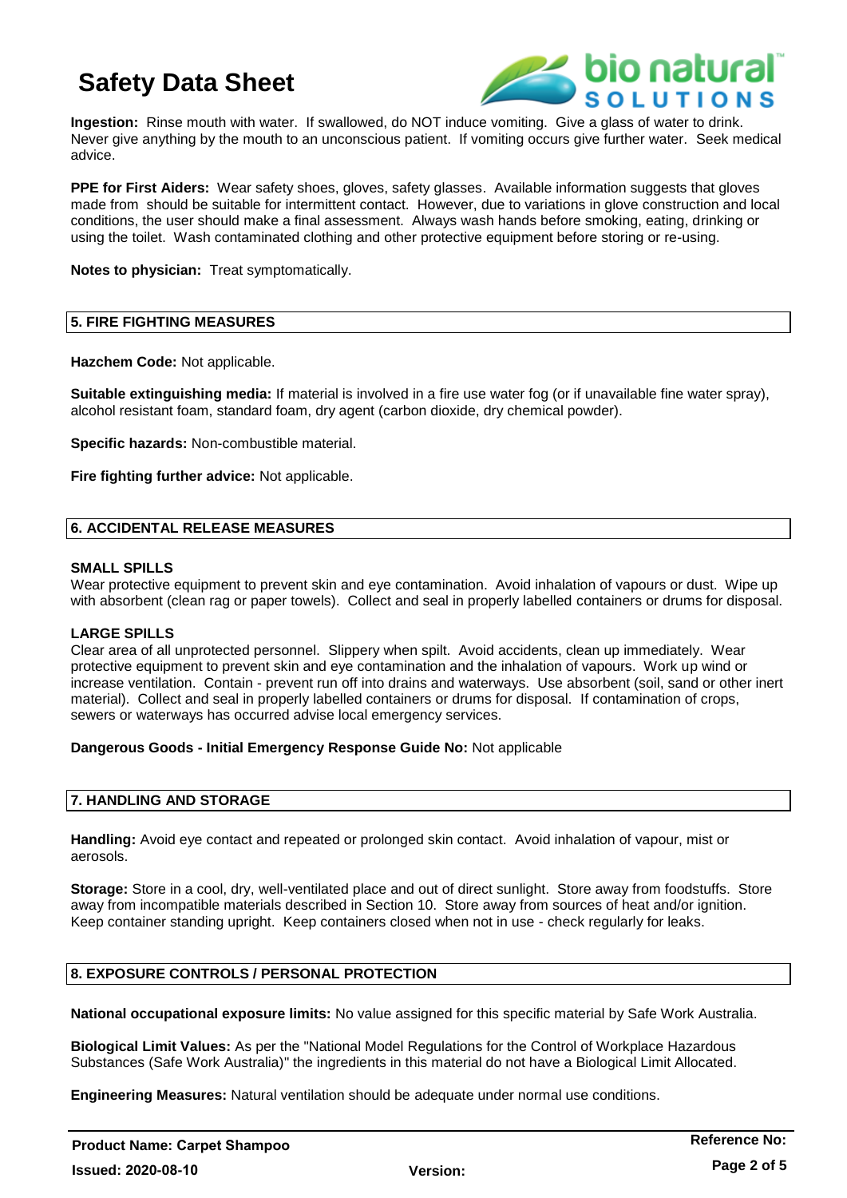**Ingestion:** Rinse mouth with water. If swallowed, do NOT induce vomiting. Give a glass of water to drink. Never give anything by the mouth to an unconscious patient. If vomiting occurs give further water. Seek medical advice.

**PPE for First Aiders:** Wear safety shoes, gloves, safety glasses. Available information suggests that gloves made from should be suitable for intermittent contact. However, due to variations in glove construction and local conditions, the user should make a final assessment. Always wash hands before smoking, eating, drinking or using the toilet. Wash contaminated clothing and other protective equipment before storing or re-using.

**Notes to physician:** Treat symptomatically.

## 5. FIRE FIGHTING MEASURES

**Hazchem Code:** Not applicable.

**Suitable extinguishing media:** If material is involved in a fire use water fog (or if unavailable fine water spray), alcohol resistant foam, standard foam, dry agent (carbon dioxide, dry chemical powder).

**Specific hazards:** Non-combustible material.

**Fire fighting further advice:** Not applicable.

## 6. ACCIDENTAL RELEASE MEASURES

**SMALL SPILLS**

Wear protective equipment to prevent skin and eye contamination. Avoid inhalation of vapours or dust. Wipe up with absorbent (clean rag or paper towels). Collect and seal in properly labelled containers or drums for disposal.

**LARGE SPILLS**

Clear area of all unprotected personnel. Slippery when spilt. Avoid accidents, clean up immediately. Wear protective equipment to prevent skin and eye contamination and the inhalation of vapours. Work up wind or increase ventilation. Contain - prevent run off into drains and waterways. Use absorbent (soil, sand or other inert material). Collect and seal in properly labelled containers or drums for disposal. If contamination of crops, sewers or waterways has occurred advise local emergency services.

**Dangerous Goods - Initial Emergency Response Guide No:** Not applicable

## 7. HANDLING AND STORAGE

**Handling:** Avoid eye contact and repeated or prolonged skin contact. Avoid inhalation of vapour, mist or aerosols.

**Storage:** Store in a cool, dry, well-ventilated place and out of direct sunlight. Store away from foodstuffs. Store away from incompatible materials described in Section 10. Store away from sources of heat and/or ignition. Keep container standing upright. Keep containers closed when not in use - check regularly for leaks.

## 8. EXPOSURE CONTROLS / PERSONAL PROTECTION

**National occupational exposure limits:** No value assigned for this specific material by Safe Work Australia.

**Biological Limit Values:** As per the "National Model Regulations for the Control of Workplace Hazardous Substances (Safe Work Australia)" the ingredients in this material do not have a Biological Limit Allocated.

**Engineering Measures:** Natural ventilation should be adequate under normal use conditions.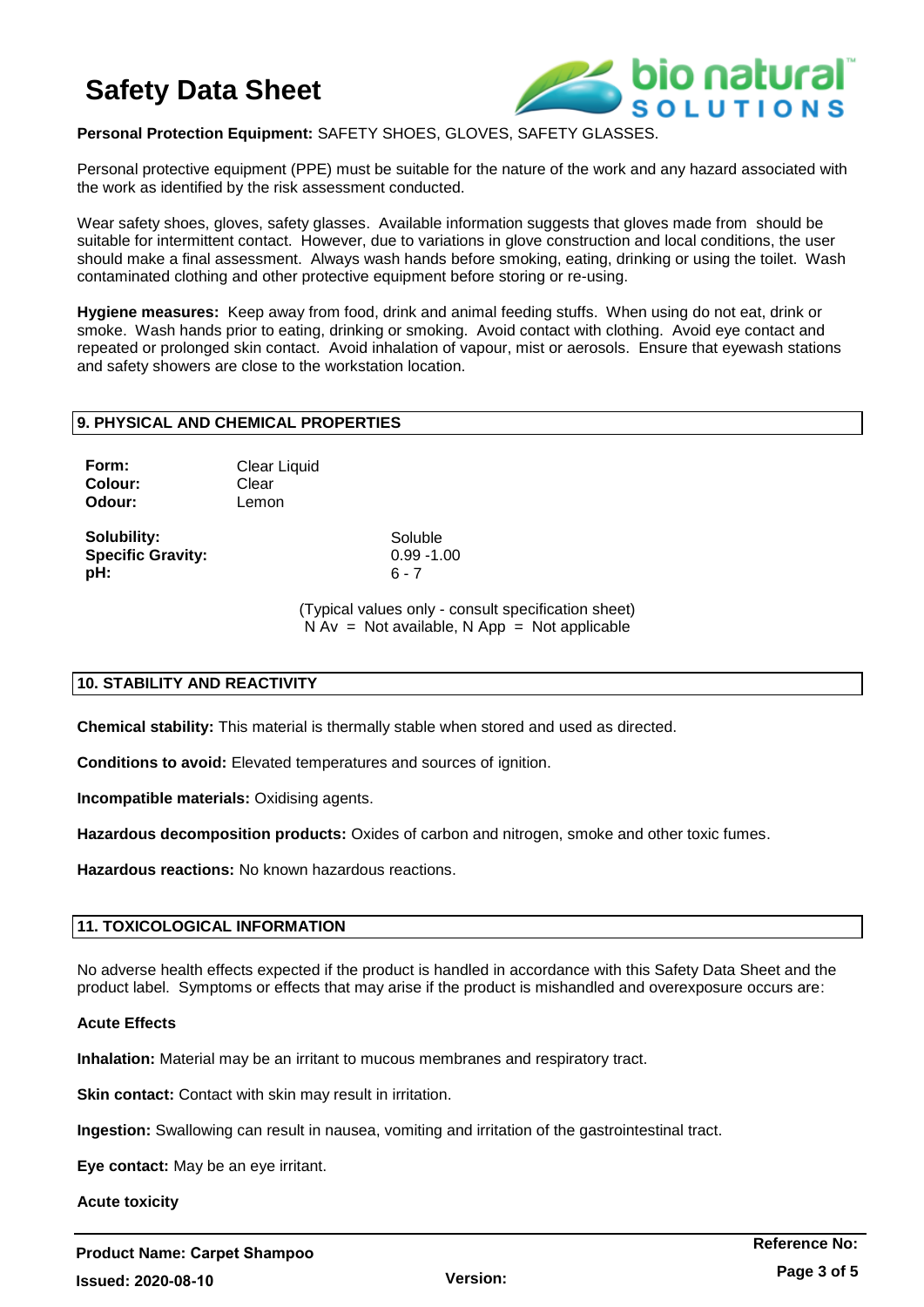**Personal Protection Equipment:** SAFETY SHOES, GLOVES, SAFETY GLASSES.

Personal protective equipment (PPE) must be suitable for the nature of the work and any hazard associated with the work as identified by the risk assessment conducted.

Wear safety shoes, gloves, safety glasses. Available information suggests that gloves made from should be suitable for intermittent contact. However, due to variations in glove construction and local conditions, the user should make a final assessment. Always wash hands before smoking, eating, drinking or using the toilet. Wash contaminated clothing and other protective equipment before storing or re-using.

**Hygiene measures:** Keep away from food, drink and animal feeding stuffs. When using do not eat, drink or smoke. Wash hands prior to eating, drinking or smoking. Avoid contact with clothing. Avoid eye contact and repeated or prolonged skin contact. Avoid inhalation of vapour, mist or aerosols. Ensure that eyewash stations and safety showers are close to the workstation location.

## 9. PHYSICAL AND CHEMICAL PROPERTIES

**Form:** Clear Liquid
**Colour:** Clear
**Odour:** Lemon

**Solubility:** Soluble
**Specific Gravity:** 0.99 -1.00
**pH:** 6 - 7

(Typical values only - consult specification sheet)
N Av = Not available, N App = Not applicable

## 10. STABILITY AND REACTIVITY

**Chemical stability:** This material is thermally stable when stored and used as directed.

**Conditions to avoid:** Elevated temperatures and sources of ignition.

**Incompatible materials:** Oxidising agents.

**Hazardous decomposition products:** Oxides of carbon and nitrogen, smoke and other toxic fumes.

**Hazardous reactions:** No known hazardous reactions.

## 11. TOXICOLOGICAL INFORMATION

No adverse health effects expected if the product is handled in accordance with this Safety Data Sheet and the product label. Symptoms or effects that may arise if the product is mishandled and overexposure occurs are:

**Acute Effects**

**Inhalation:** Material may be an irritant to mucous membranes and respiratory tract.

**Skin contact:** Contact with skin may result in irritation.

**Ingestion:** Swallowing can result in nausea, vomiting and irritation of the gastrointestinal tract.

**Eye contact:** May be an eye irritant.

**Acute toxicity**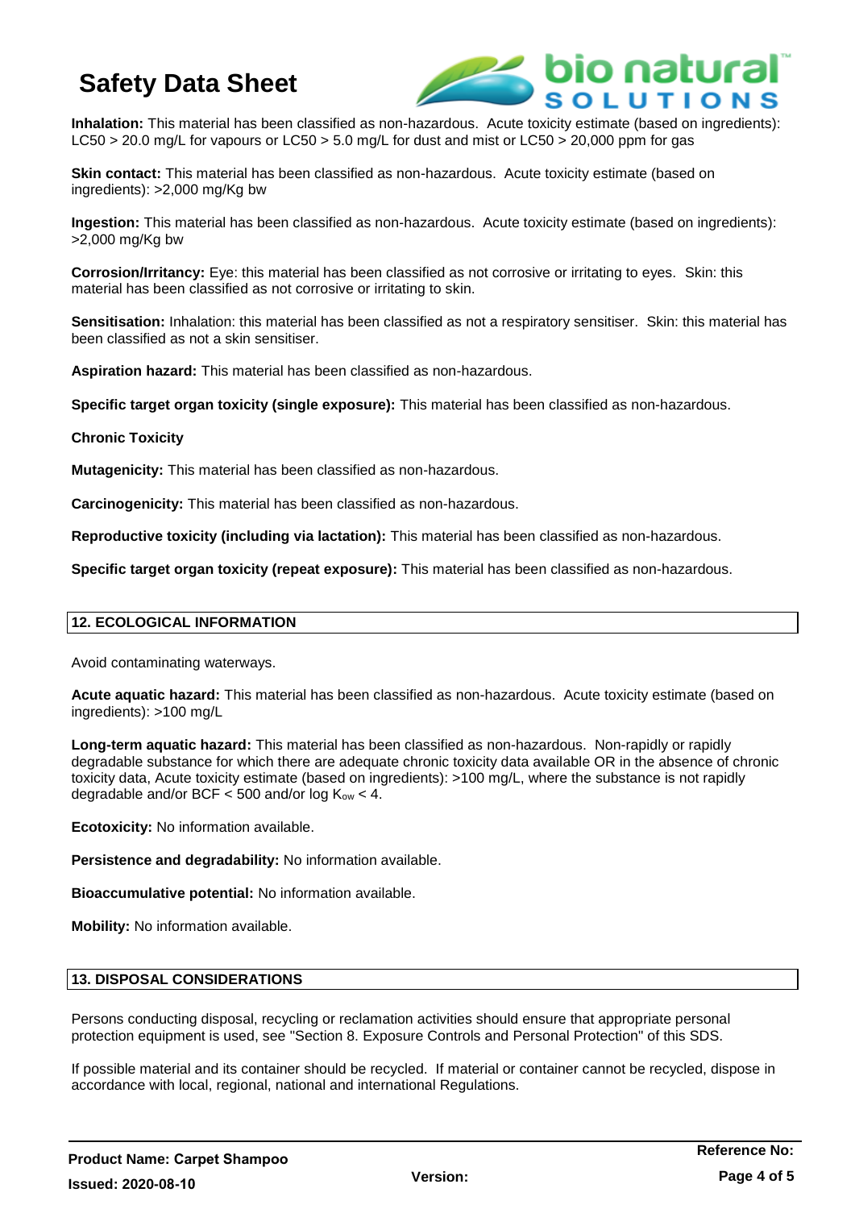**Inhalation:** This material has been classified as non-hazardous. Acute toxicity estimate (based on ingredients): LC50 > 20.0 mg/L for vapours or LC50 > 5.0 mg/L for dust and mist or LC50 > 20,000 ppm for gas

**Skin contact:** This material has been classified as non-hazardous. Acute toxicity estimate (based on ingredients): >2,000 mg/Kg bw

**Ingestion:** This material has been classified as non-hazardous. Acute toxicity estimate (based on ingredients): >2,000 mg/Kg bw

**Corrosion/Irritancy:** Eye: this material has been classified as not corrosive or irritating to eyes. Skin: this material has been classified as not corrosive or irritating to skin.

**Sensitisation:** Inhalation: this material has been classified as not a respiratory sensitiser. Skin: this material has been classified as not a skin sensitiser.

**Aspiration hazard:** This material has been classified as non-hazardous.

**Specific target organ toxicity (single exposure):** This material has been classified as non-hazardous.

**Chronic Toxicity**

**Mutagenicity:** This material has been classified as non-hazardous.

**Carcinogenicity:** This material has been classified as non-hazardous.

**Reproductive toxicity (including via lactation):** This material has been classified as non-hazardous.

**Specific target organ toxicity (repeat exposure):** This material has been classified as non-hazardous.

## 12. ECOLOGICAL INFORMATION

Avoid contaminating waterways.

**Acute aquatic hazard:** This material has been classified as non-hazardous. Acute toxicity estimate (based on ingredients): >100 mg/L

**Long-term aquatic hazard:** This material has been classified as non-hazardous. Non-rapidly or rapidly degradable substance for which there are adequate chronic toxicity data available OR in the absence of chronic toxicity data, Acute toxicity estimate (based on ingredients): >100 mg/L, where the substance is not rapidly degradable and/or BCF < 500 and/or log $K_{ow}$ < 4.

**Ecotoxicity:** No information available.

**Persistence and degradability:** No information available.

**Bioaccumulative potential:** No information available.

**Mobility:** No information available.

## 13. DISPOSAL CONSIDERATIONS

Persons conducting disposal, recycling or reclamation activities should ensure that appropriate personal protection equipment is used, see "Section 8. Exposure Controls and Personal Protection" of this SDS.

If possible material and its container should be recycled. If material or container cannot be recycled, dispose in accordance with local, regional, national and international Regulations.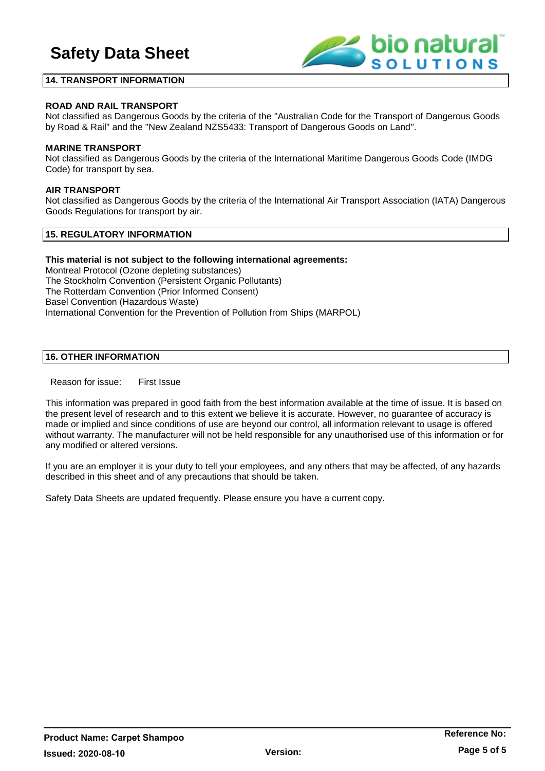## 14. TRANSPORT INFORMATION

**ROAD AND RAIL TRANSPORT**

Not classified as Dangerous Goods by the criteria of the "Australian Code for the Transport of Dangerous Goods by Road & Rail" and the "New Zealand NZS5433: Transport of Dangerous Goods on Land".

**MARINE TRANSPORT**

Not classified as Dangerous Goods by the criteria of the International Maritime Dangerous Goods Code (IMDG Code) for transport by sea.

**AIR TRANSPORT**

Not classified as Dangerous Goods by the criteria of the International Air Transport Association (IATA) Dangerous Goods Regulations for transport by air.

## 15. REGULATORY INFORMATION

**This material is not subject to the following international agreements:**

Montreal Protocol (Ozone depleting substances)
The Stockholm Convention (Persistent Organic Pollutants)
The Rotterdam Convention (Prior Informed Consent)
Basel Convention (Hazardous Waste)
International Convention for the Prevention of Pollution from Ships (MARPOL)

## 16. OTHER INFORMATION

Reason for issue: First Issue

This information was prepared in good faith from the best information available at the time of issue. It is based on the present level of research and to this extent we believe it is accurate. However, no guarantee of accuracy is made or implied and since conditions of use are beyond our control, all information relevant to usage is offered without warranty. The manufacturer will not be held responsible for any unauthorised use of this information or for any modified or altered versions.

If you are an employer it is your duty to tell your employees, and any others that may be affected, of any hazards described in this sheet and of any precautions that should be taken.

Safety Data Sheets are updated frequently. Please ensure you have a current copy.